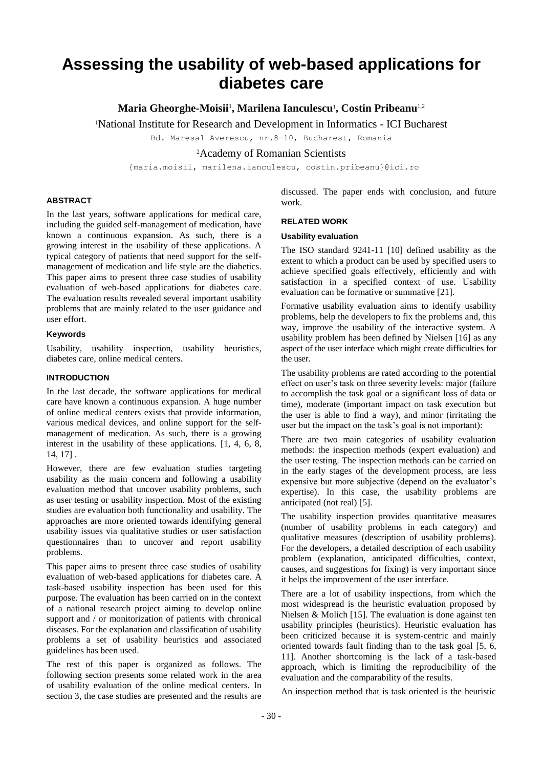# Assessing the usability of web-based applications for diabetes care

**Maria Gheorghe-Moisii**[1], **Marilena Ianculescu**[1], **Costin Pribeanu**[1,2]

[1]National Institute for Research and Development in Informatics - ICI Bucharest

Bd. Maresal Averescu, nr.8-10, Bucharest, Romania

[2]Academy of Romanian Scientists

{maria.moisii, marilena.ianculescu, costin.pribeanu}@ici.ro

### ABSTRACT

In the last years, software applications for medical care, including the guided self-management of medication, have known a continuous expansion. As such, there is a growing interest in the usability of these applications. A typical category of patients that need support for the self-management of medication and life style are the diabetics. This paper aims to present three case studies of usability evaluation of web-based applications for diabetes care. The evaluation results revealed several important usability problems that are mainly related to the user guidance and user effort.

### Keywords

Usability, usability inspection, usability heuristics, diabetes care, online medical centers.

### INTRODUCTION

In the last decade, the software applications for medical care have known a continuous expansion. A huge number of online medical centers exists that provide information, various medical devices, and online support for the self-management of medication. As such, there is a growing interest in the usability of these applications. [1, 4, 6, 8, 14, 17] .

However, there are few evaluation studies targeting usability as the main concern and following a usability evaluation method that uncover usability problems, such as user testing or usability inspection. Most of the existing studies are evaluation both functionality and usability. The approaches are more oriented towards identifying general usability issues via qualitative studies or user satisfaction questionnaires than to uncover and report usability problems.

This paper aims to present three case studies of usability evaluation of web-based applications for diabetes care. A task-based usability inspection has been used for this purpose. The evaluation has been carried on in the context of a national research project aiming to develop online support and / or monitorization of patients with chronical diseases. For the explanation and classification of usability problems a set of usability heuristics and associated guidelines has been used.

The rest of this paper is organized as follows. The following section presents some related work in the area of usability evaluation of the online medical centers. In section 3, the case studies are presented and the results are discussed. The paper ends with conclusion, and future work.

### RELATED WORK

#### Usability evaluation

The ISO standard 9241-11 [10] defined usability as the extent to which a product can be used by specified users to achieve specified goals effectively, efficiently and with satisfaction in a specified context of use. Usability evaluation can be formative or summative [21].

Formative usability evaluation aims to identify usability problems, help the developers to fix the problems and, this way, improve the usability of the interactive system. A usability problem has been defined by Nielsen [16] as any aspect of the user interface which might create difficulties for the user.

The usability problems are rated according to the potential effect on user's task on three severity levels: major (failure to accomplish the task goal or a significant loss of data or time), moderate (important impact on task execution but the user is able to find a way), and minor (irritating the user but the impact on the task's goal is not important):

There are two main categories of usability evaluation methods: the inspection methods (expert evaluation) and the user testing. The inspection methods can be carried on in the early stages of the development process, are less expensive but more subjective (depend on the evaluator's expertise). In this case, the usability problems are anticipated (not real) [5].

The usability inspection provides quantitative measures (number of usability problems in each category) and qualitative measures (description of usability problems). For the developers, a detailed description of each usability problem (explanation, anticipated difficulties, context, causes, and suggestions for fixing) is very important since it helps the improvement of the user interface.

There are a lot of usability inspections, from which the most widespread is the heuristic evaluation proposed by Nielsen & Molich [15]. The evaluation is done against ten usability principles (heuristics). Heuristic evaluation has been criticized because it is system-centric and mainly oriented towards fault finding than to the task goal [5, 6, 11]. Another shortcoming is the lack of a task-based approach, which is limiting the reproducibility of the evaluation and the comparability of the results.

An inspection method that is task oriented is the heuristic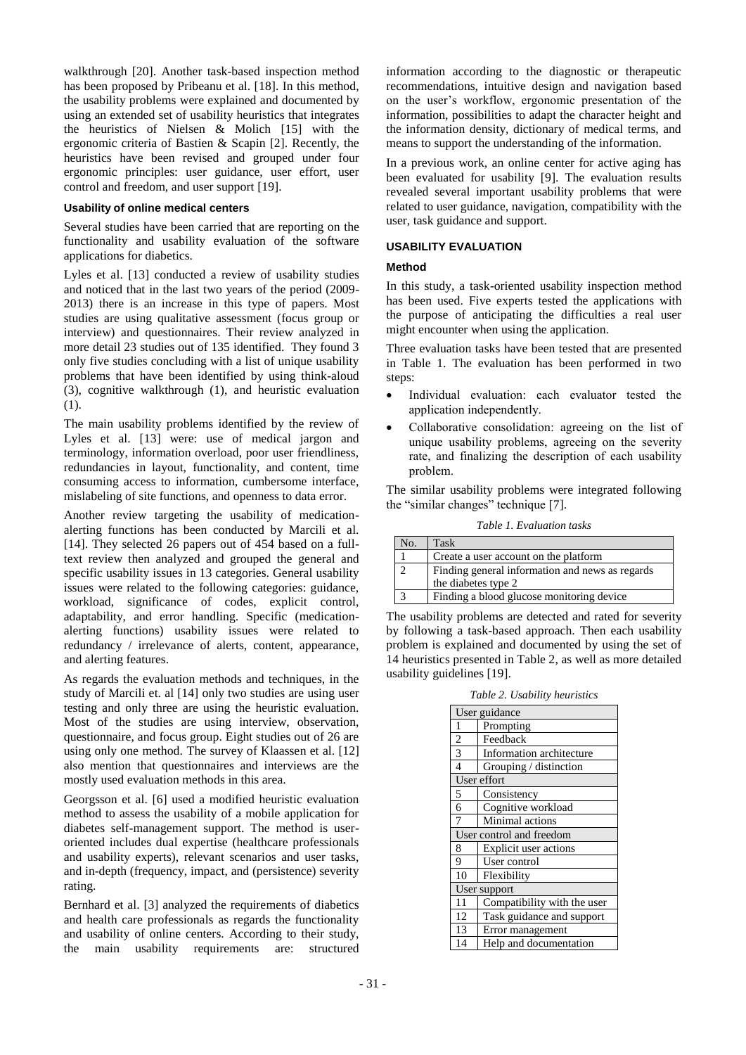walkthrough [20]. Another task-based inspection method has been proposed by Pribeanu et al. [18]. In this method, the usability problems were explained and documented by using an extended set of usability heuristics that integrates the heuristics of Nielsen & Molich [15] with the ergonomic criteria of Bastien & Scapin [2]. Recently, the heuristics have been revised and grouped under four ergonomic principles: user guidance, user effort, user control and freedom, and user support [19].

#### Usability of online medical centers

Several studies have been carried that are reporting on the functionality and usability evaluation of the software applications for diabetics.

Lyles et al. [13] conducted a review of usability studies and noticed that in the last two years of the period (2009-2013) there is an increase in this type of papers. Most studies are using qualitative assessment (focus group or interview) and questionnaires. Their review analyzed in more detail 23 studies out of 135 identified. They found 3 only five studies concluding with a list of unique usability problems that have been identified by using think-aloud (3), cognitive walkthrough (1), and heuristic evaluation (1).

The main usability problems identified by the review of Lyles et al. [13] were: use of medical jargon and terminology, information overload, poor user friendliness, redundancies in layout, functionality, and content, time consuming access to information, cumbersome interface, mislabeling of site functions, and openness to data error.

Another review targeting the usability of medication-alerting functions has been conducted by Marcili et al. [14]. They selected 26 papers out of 454 based on a full-text review then analyzed and grouped the general and specific usability issues in 13 categories. General usability issues were related to the following categories: guidance, workload, significance of codes, explicit control, adaptability, and error handling. Specific (medication-alerting functions) usability issues were related to redundancy / irrelevance of alerts, content, appearance, and alerting features.

As regards the evaluation methods and techniques, in the study of Marcili et. al [14] only two studies are using user testing and only three are using the heuristic evaluation. Most of the studies are using interview, observation, questionnaire, and focus group. Eight studies out of 26 are using only one method. The survey of Klaassen et al. [12] also mention that questionnaires and interviews are the mostly used evaluation methods in this area.

Georgsson et al. [6] used a modified heuristic evaluation method to assess the usability of a mobile application for diabetes self-management support. The method is user-oriented includes dual expertise (healthcare professionals and usability experts), relevant scenarios and user tasks, and in-depth (frequency, impact, and persistence) severity rating.

Bernhard et al. [3] analyzed the requirements of diabetics and health care professionals as regards the functionality and usability of online centers. According to their study, the main usability requirements are: structured information according to the diagnostic or therapeutic recommendations, intuitive design and navigation based on the user's workflow, ergonomic presentation of the information, possibilities to adapt the character height and the information density, dictionary of medical terms, and means to support the understanding of the information.

In a previous work, an online center for active aging has been evaluated for usability [9]. The evaluation results revealed several important usability problems that were related to user guidance, navigation, compatibility with the user, task guidance and support.

### USABILITY EVALUATION

#### Method

In this study, a task-oriented usability inspection method has been used. Five experts tested the applications with the purpose of anticipating the difficulties a real user might encounter when using the application.

Three evaluation tasks have been tested that are presented in Table 1. The evaluation has been performed in two steps:

- Individual evaluation: each evaluator tested the application independently.
- Collaborative consolidation: agreeing on the list of unique usability problems, agreeing on the severity rate, and finalizing the description of each usability problem.

The similar usability problems were integrated following the "similar changes" technique [7].

*Table 1. Evaluation tasks*

| No. | Task |
|---|---|
| 1 | Create a user account on the platform |
| 2 | Finding general information and news as regards the diabetes type 2 |
| 3 | Finding a blood glucose monitoring device |

The usability problems are detected and rated for severity by following a task-based approach. Then each usability problem is explained and documented by using the set of 14 heuristics presented in Table 2, as well as more detailed usability guidelines [19].

*Table 2. Usability heuristics*

| | |
|---|---|
| User guidance | |
| 1 | Prompting |
| 2 | Feedback |
| 3 | Information architecture |
| 4 | Grouping / distinction |
| User effort | |
| 5 | Consistency |
| 6 | Cognitive workload |
| 7 | Minimal actions |
| User control and freedom | |
| 8 | Explicit user actions |
| 9 | User control |
| 10 | Flexibility |
| User support | |
| 11 | Compatibility with the user |
| 12 | Task guidance and support |
| 13 | Error management |
| 14 | Help and documentation |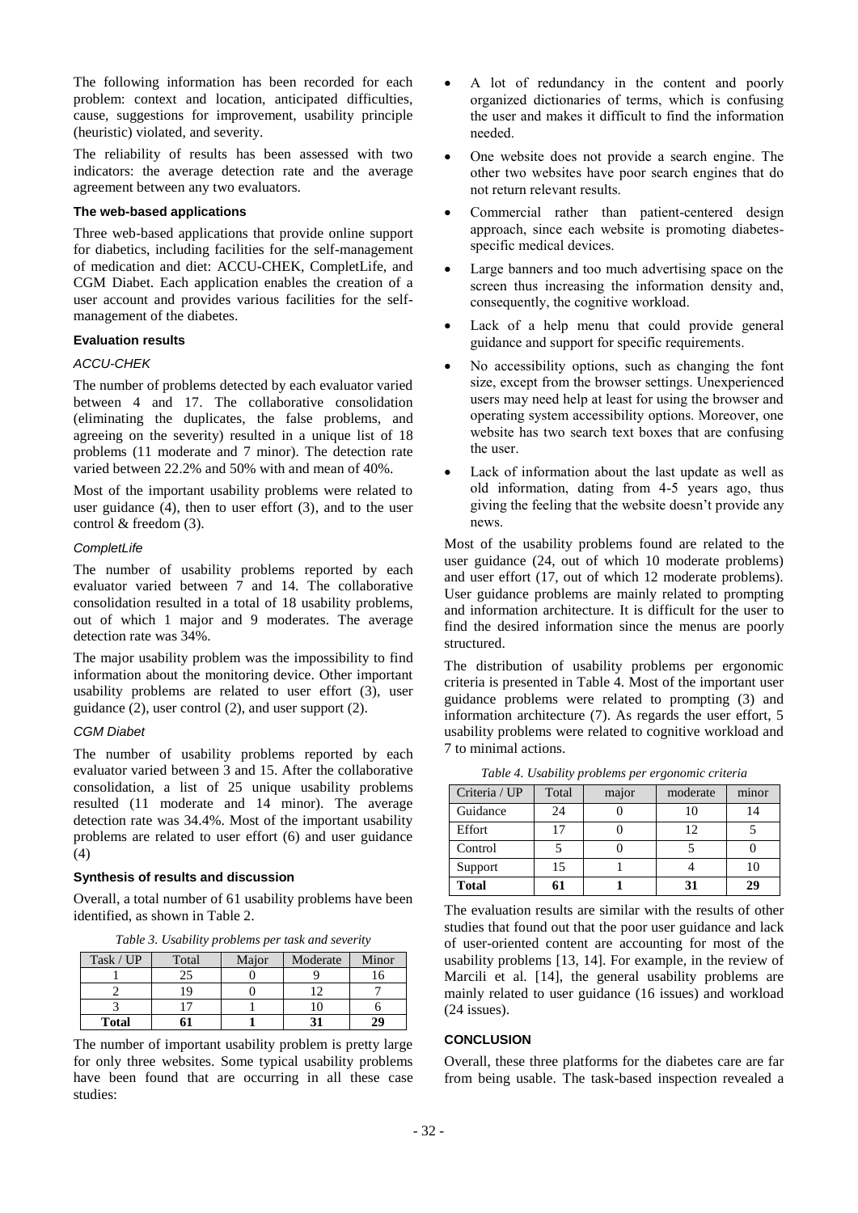The following information has been recorded for each problem: context and location, anticipated difficulties, cause, suggestions for improvement, usability principle (heuristic) violated, and severity.

The reliability of results has been assessed with two indicators: the average detection rate and the average agreement between any two evaluators.

### The web-based applications

Three web-based applications that provide online support for diabetics, including facilities for the self-management of medication and diet: ACCU-CHEK, CompletLife, and CGM Diabet. Each application enables the creation of a user account and provides various facilities for the self-management of the diabetes.

### Evaluation results

#### *ACCU-CHEK*

The number of problems detected by each evaluator varied between 4 and 17. The collaborative consolidation (eliminating the duplicates, the false problems, and agreeing on the severity) resulted in a unique list of 18 problems (11 moderate and 7 minor). The detection rate varied between 22.2% and 50% with and mean of 40%.

Most of the important usability problems were related to user guidance (4), then to user effort (3), and to the user control & freedom (3).

#### *CompletLife*

The number of usability problems reported by each evaluator varied between 7 and 14. The collaborative consolidation resulted in a total of 18 usability problems, out of which 1 major and 9 moderates. The average detection rate was 34%.

The major usability problem was the impossibility to find information about the monitoring device. Other important usability problems are related to user effort (3), user guidance (2), user control (2), and user support (2).

#### *CGM Diabet*

The number of usability problems reported by each evaluator varied between 3 and 15. After the collaborative consolidation, a list of 25 unique usability problems resulted (11 moderate and 14 minor). The average detection rate was 34.4%. Most of the important usability problems are related to user effort (6) and user guidance (4)

### Synthesis of results and discussion

Overall, a total number of 61 usability problems have been identified, as shown in Table 2.

*Table 3. Usability problems per task and severity*

| Task / UP | Total | Major | Moderate | Minor |
|---|---|---|---|---|
| 1 | 25 | 0 | 9 | 16 |
| 2 | 19 | 0 | 12 | 7 |
| 3 | 17 | 1 | 10 | 6 |
| **Total** | **61** | **1** | **31** | **29** |

The number of important usability problem is pretty large for only three websites. Some typical usability problems have been found that are occurring in all these case studies:

- A lot of redundancy in the content and poorly organized dictionaries of terms, which is confusing the user and makes it difficult to find the information needed.
- One website does not provide a search engine. The other two websites have poor search engines that do not return relevant results.
- Commercial rather than patient-centered design approach, since each website is promoting diabetes-specific medical devices.
- Large banners and too much advertising space on the screen thus increasing the information density and, consequently, the cognitive workload.
- Lack of a help menu that could provide general guidance and support for specific requirements.
- No accessibility options, such as changing the font size, except from the browser settings. Unexperienced users may need help at least for using the browser and operating system accessibility options. Moreover, one website has two search text boxes that are confusing the user.
- Lack of information about the last update as well as old information, dating from 4-5 years ago, thus giving the feeling that the website doesn't provide any news.

Most of the usability problems found are related to the user guidance (24, out of which 10 moderate problems) and user effort (17, out of which 12 moderate problems). User guidance problems are mainly related to prompting and information architecture. It is difficult for the user to find the desired information since the menus are poorly structured.

The distribution of usability problems per ergonomic criteria is presented in Table 4. Most of the important user guidance problems were related to prompting (3) and information architecture (7). As regards the user effort, 5 usability problems were related to cognitive workload and 7 to minimal actions.

*Table 4. Usability problems per ergonomic criteria*

| Criteria / UP | Total | major | moderate | minor |
|---|---|---|---|---|
| Guidance | 24 | 0 | 10 | 14 |
| Effort | 17 | 0 | 12 | 5 |
| Control | 5 | 0 | 5 | 0 |
| Support | 15 | 1 | 4 | 10 |
| **Total** | **61** | **1** | **31** | **29** |

The evaluation results are similar with the results of other studies that found out that the poor user guidance and lack of user-oriented content are accounting for most of the usability problems [13, 14]. For example, in the review of Marcili et al. [14], the general usability problems are mainly related to user guidance (16 issues) and workload (24 issues).

## CONCLUSION

Overall, these three platforms for the diabetes care are far from being usable. The task-based inspection revealed a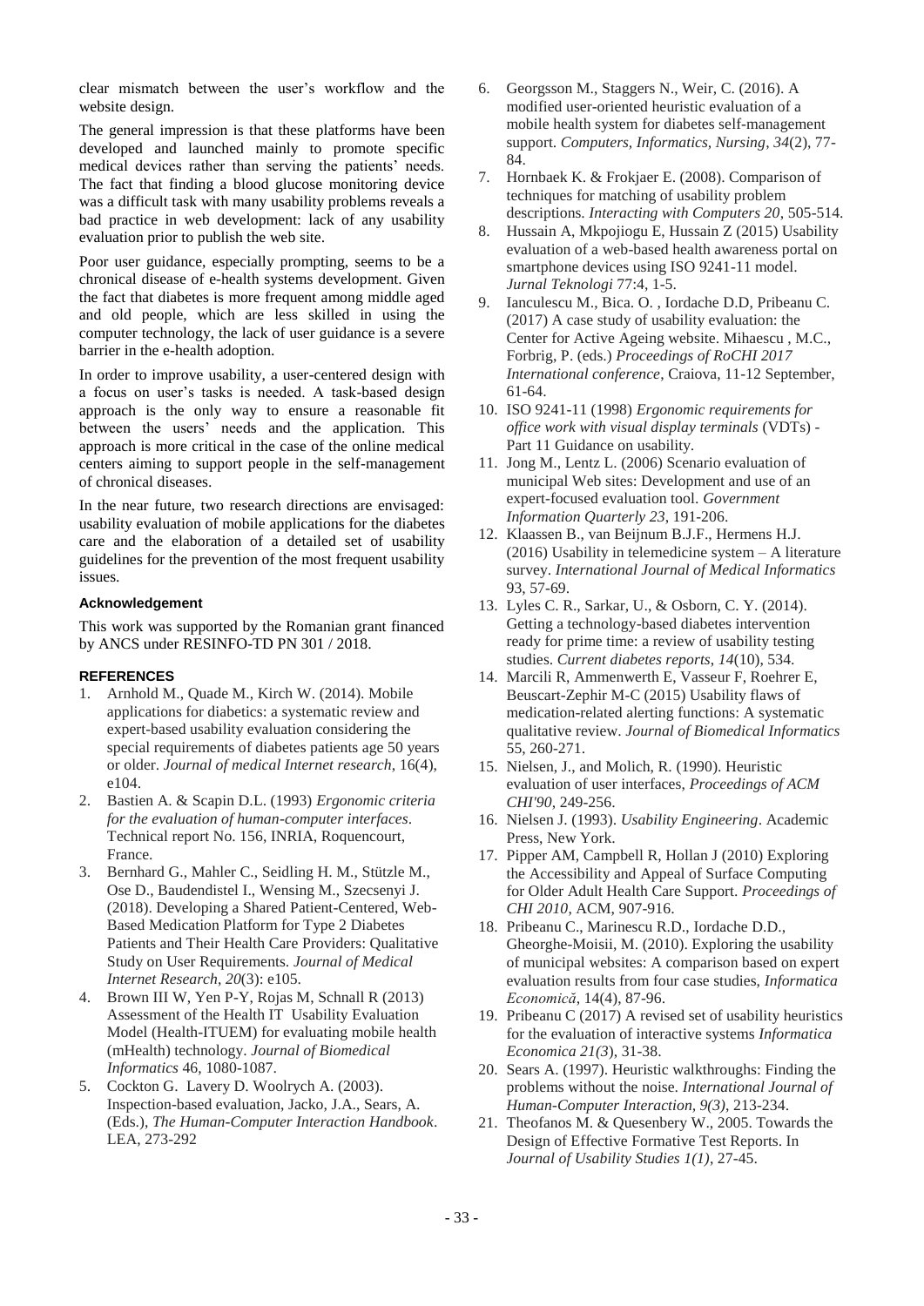clear mismatch between the user's workflow and the website design.

The general impression is that these platforms have been developed and launched mainly to promote specific medical devices rather than serving the patients' needs. The fact that finding a blood glucose monitoring device was a difficult task with many usability problems reveals a bad practice in web development: lack of any usability evaluation prior to publish the web site.

Poor user guidance, especially prompting, seems to be a chronical disease of e-health systems development. Given the fact that diabetes is more frequent among middle aged and old people, which are less skilled in using the computer technology, the lack of user guidance is a severe barrier in the e-health adoption.

In order to improve usability, a user-centered design with a focus on user's tasks is needed. A task-based design approach is the only way to ensure a reasonable fit between the users' needs and the application. This approach is more critical in the case of the online medical centers aiming to support people in the self-management of chronical diseases.

In the near future, two research directions are envisaged: usability evaluation of mobile applications for the diabetes care and the elaboration of a detailed set of usability guidelines for the prevention of the most frequent usability issues.

### Acknowledgement

This work was supported by the Romanian grant financed by ANCS under RESINFO-TD PN 301 / 2018.

## REFERENCES

1. Arnhold M., Quade M., Kirch W. (2014). Mobile applications for diabetics: a systematic review and expert-based usability evaluation considering the special requirements of diabetes patients age 50 years or older. *Journal of medical Internet research*, 16(4), e104.
2. Bastien A. & Scapin D.L. (1993) *Ergonomic criteria for the evaluation of human-computer interfaces*. Technical report No. 156, INRIA, Roquencourt, France.
3. Bernhard G., Mahler C., Seidling H. M., Stützle M., Ose D., Baudendistel I., Wensing M., Szecsenyi J. (2018). Developing a Shared Patient-Centered, Web-Based Medication Platform for Type 2 Diabetes Patients and Their Health Care Providers: Qualitative Study on User Requirements. *Journal of Medical Internet Research*, *20*(3): e105.
4. Brown III W, Yen P-Y, Rojas M, Schnall R (2013) Assessment of the Health IT Usability Evaluation Model (Health-ITUEM) for evaluating mobile health (mHealth) technology. *Journal of Biomedical Informatics* 46, 1080-1087.
5. Cockton G. Lavery D. Woolrych A. (2003). Inspection-based evaluation, Jacko, J.A., Sears, A. (Eds.), *The Human-Computer Interaction Handbook*. LEA, 273-292
6. Georgsson M., Staggers N., Weir, C. (2016). A modified user-oriented heuristic evaluation of a mobile health system for diabetes self-management support. *Computers, Informatics, Nursing*, *34*(2), 77-84.
7. Hornbaek K. & Frokjaer E. (2008). Comparison of techniques for matching of usability problem descriptions. *Interacting with Computers 20*, 505-514.
8. Hussain A, Mkpojiogu E, Hussain Z (2015) Usability evaluation of a web-based health awareness portal on smartphone devices using ISO 9241-11 model. *Jurnal Teknologi* 77:4, 1-5.
9. Ianculescu M., Bica. O. , Iordache D.D, Pribeanu C. (2017) A case study of usability evaluation: the Center for Active Ageing website. Mihaescu , M.C., Forbrig, P. (eds.) *Proceedings of RoCHI 2017 International conference*, Craiova, 11-12 September, 61-64.
10. ISO 9241-11 (1998) *Ergonomic requirements for office work with visual display terminals* (VDTs) - Part 11 Guidance on usability.
11. Jong M., Lentz L. (2006) Scenario evaluation of municipal Web sites: Development and use of an expert-focused evaluation tool. *Government Information Quarterly 23*, 191-206.
12. Klaassen B., van Beijnum B.J.F., Hermens H.J. (2016) Usability in telemedicine system – A literature survey. *International Journal of Medical Informatics* 93, 57-69.
13. Lyles C. R., Sarkar, U., & Osborn, C. Y. (2014). Getting a technology-based diabetes intervention ready for prime time: a review of usability testing studies. *Current diabetes reports*, *14*(10), 534.
14. Marcili R, Ammenwerth E, Vasseur F, Roehrer E, Beuscart-Zephir M-C (2015) Usability flaws of medication-related alerting functions: A systematic qualitative review. *Journal of Biomedical Informatics* 55, 260-271.
15. Nielsen, J., and Molich, R. (1990). Heuristic evaluation of user interfaces, *Proceedings of ACM CHI'90*, 249-256.
16. Nielsen J. (1993). *Usability Engineering*. Academic Press, New York.
17. Pipper AM, Campbell R, Hollan J (2010) Exploring the Accessibility and Appeal of Surface Computing for Older Adult Health Care Support. *Proceedings of CHI 2010*, ACM, 907-916.
18. Pribeanu C., Marinescu R.D., Iordache D.D., Gheorghe-Moisii, M. (2010). Exploring the usability of municipal websites: A comparison based on expert evaluation results from four case studies, *Informatica Economică*, 14(4), 87-96.
19. Pribeanu C (2017) A revised set of usability heuristics for the evaluation of interactive systems *Informatica Economica 21(3)*, 31-38.
20. Sears A. (1997). Heuristic walkthroughs: Finding the problems without the noise. *International Journal of Human-Computer Interaction, 9(3)*, 213-234.
21. Theofanos M. & Quesenbery W., 2005. Towards the Design of Effective Formative Test Reports. In *Journal of Usability Studies 1(1)*, 27-45.